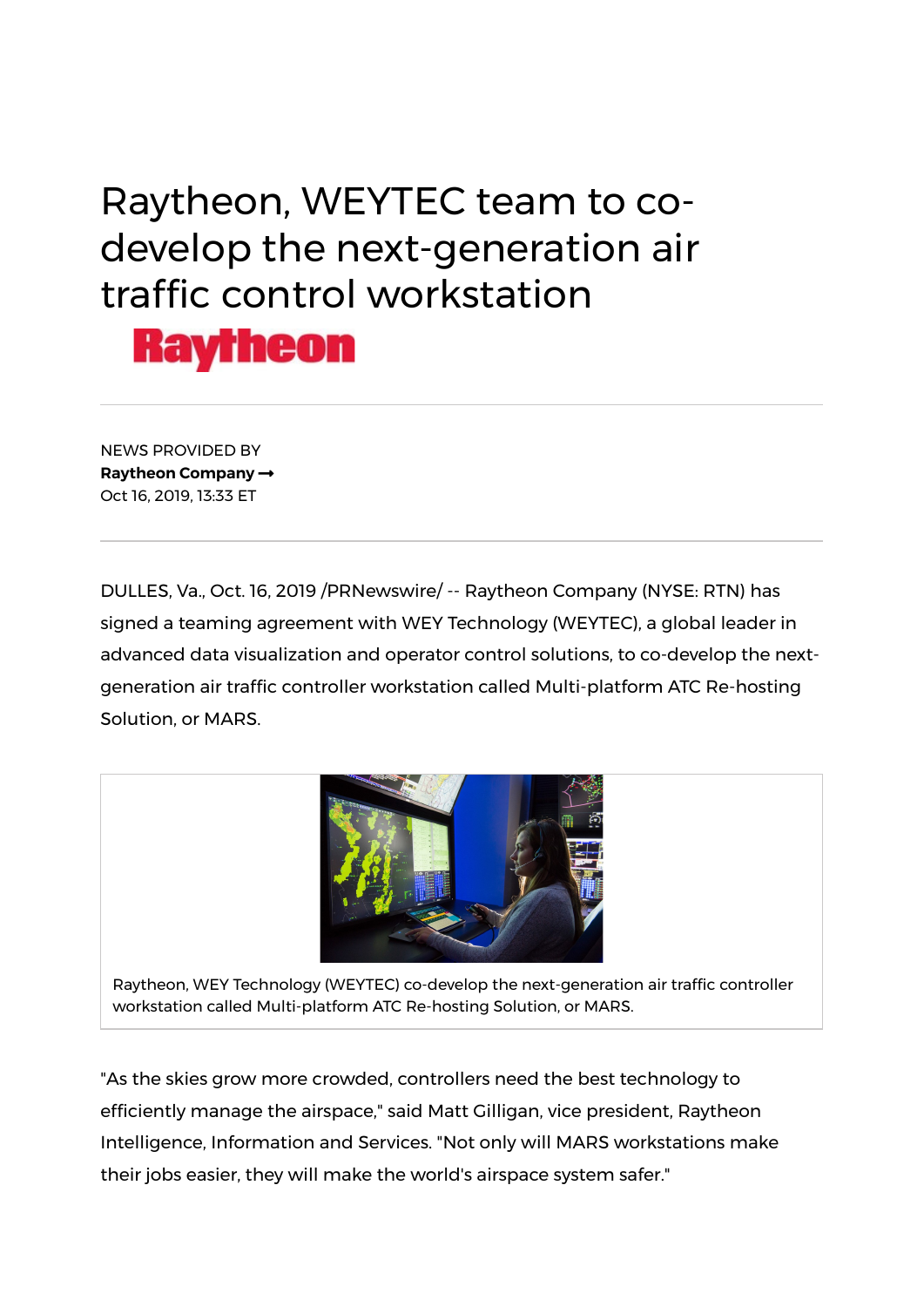# Raytheon, WEYTEC team to co-develop the next-generation air traffic control workstation

NEWS PROVIDED BY
**Raytheon Company →**
Oct 16, 2019, 13:33 ET

---

DULLES, Va., Oct. 16, 2019 /PRNewswire/ -- Raytheon Company (NYSE: RTN) has signed a teaming agreement with WEY Technology (WEYTEC), a global leader in advanced data visualization and operator control solutions, to co-develop the next-generation air traffic controller workstation called Multi-platform ATC Re-hosting Solution, or MARS.

Raytheon, WEY Technology (WEYTEC) co-develop the next-generation air traffic controller workstation called Multi-platform ATC Re-hosting Solution, or MARS.

"As the skies grow more crowded, controllers need the best technology to efficiently manage the airspace," said Matt Gilligan, vice president, Raytheon Intelligence, Information and Services. "Not only will MARS workstations make their jobs easier, they will make the world's airspace system safer."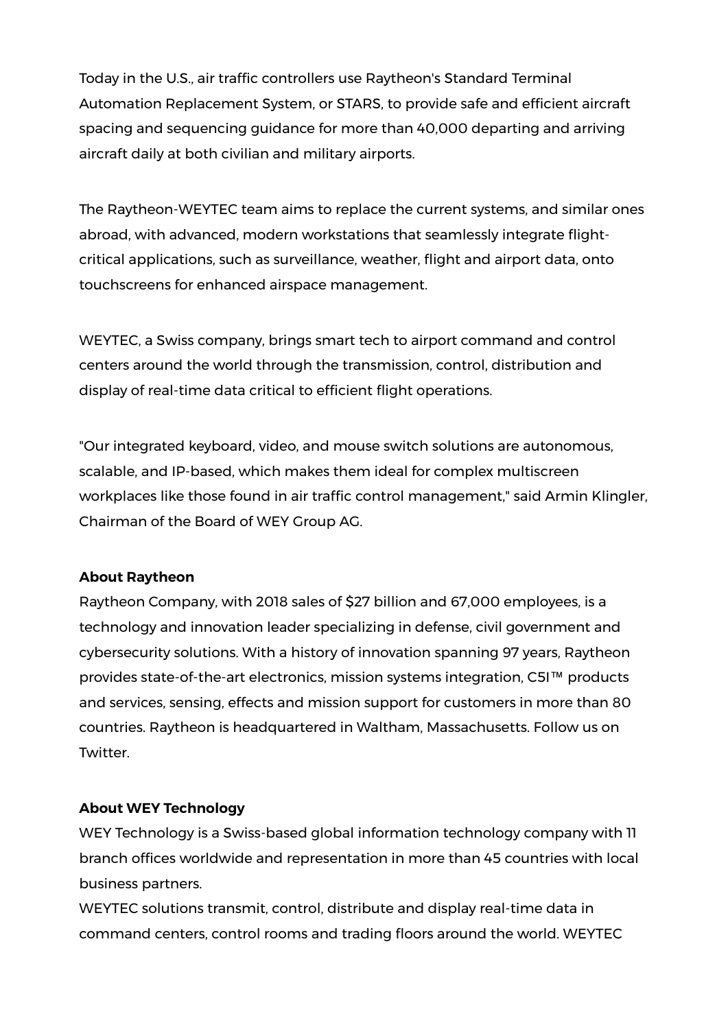Today in the U.S., air traffic controllers use Raytheon's Standard Terminal Automation Replacement System, or STARS, to provide safe and efficient aircraft spacing and sequencing guidance for more than 40,000 departing and arriving aircraft daily at both civilian and military airports.

The Raytheon-WEYTEC team aims to replace the current systems, and similar ones abroad, with advanced, modern workstations that seamlessly integrate flight-critical applications, such as surveillance, weather, flight and airport data, onto touchscreens for enhanced airspace management.

WEYTEC, a Swiss company, brings smart tech to airport command and control centers around the world through the transmission, control, distribution and display of real-time data critical to efficient flight operations.

"Our integrated keyboard, video, and mouse switch solutions are autonomous, scalable, and IP-based, which makes them ideal for complex multiscreen workplaces like those found in air traffic control management," said Armin Klingler, Chairman of the Board of WEY Group AG.

**About Raytheon**
Raytheon Company, with 2018 sales of $27 billion and 67,000 employees, is a technology and innovation leader specializing in defense, civil government and cybersecurity solutions. With a history of innovation spanning 97 years, Raytheon provides state-of-the-art electronics, mission systems integration, C5I™ products and services, sensing, effects and mission support for customers in more than 80 countries. Raytheon is headquartered in Waltham, Massachusetts. Follow us on Twitter.

**About WEY Technology**
WEY Technology is a Swiss-based global information technology company with 11 branch offices worldwide and representation in more than 45 countries with local business partners.
WEYTEC solutions transmit, control, distribute and display real-time data in command centers, control rooms and trading floors around the world. WEYTEC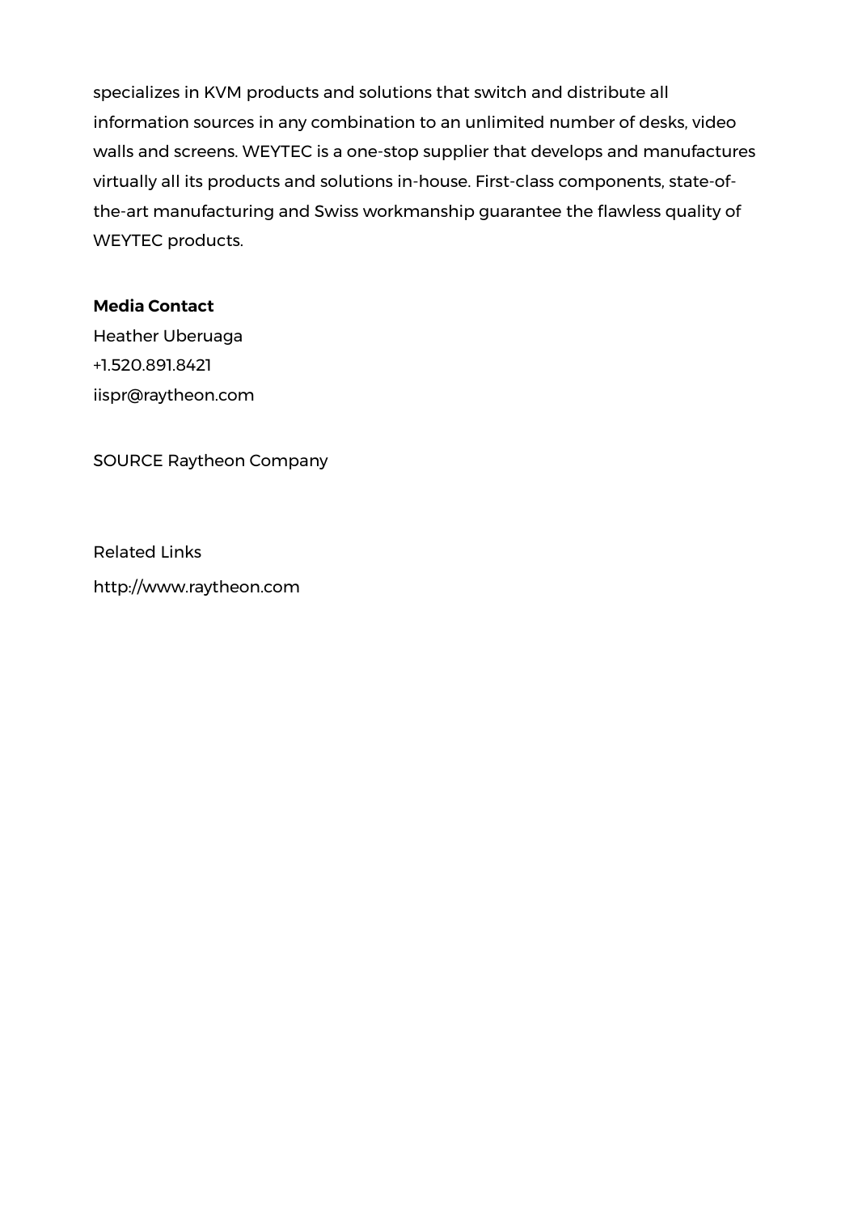specializes in KVM products and solutions that switch and distribute all information sources in any combination to an unlimited number of desks, video walls and screens. WEYTEC is a one-stop supplier that develops and manufactures virtually all its products and solutions in-house. First-class components, state-of-the-art manufacturing and Swiss workmanship guarantee the flawless quality of WEYTEC products.

**Media Contact**
Heather Uberuaga
+1.520.891.8421
iispr@raytheon.com

SOURCE Raytheon Company

Related Links

http://www.raytheon.com